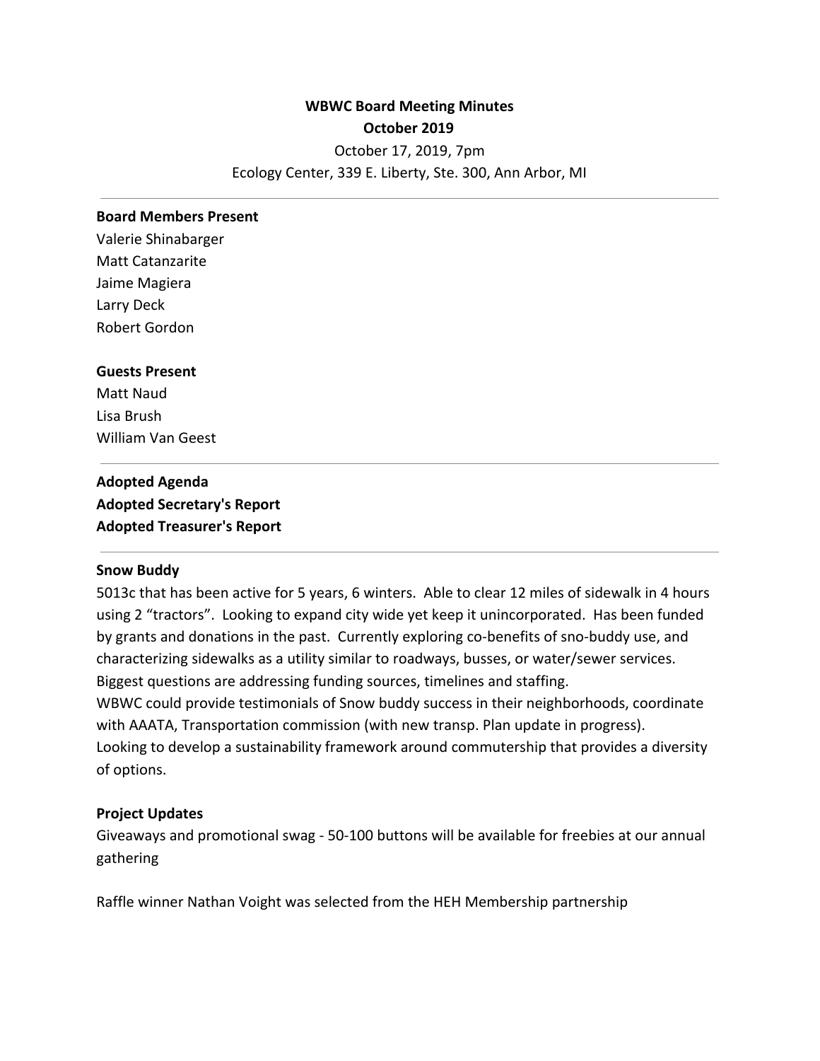**WBWC Board Meeting Minutes**
**October 2019**

October 17, 2019, 7pm
Ecology Center, 339 E. Liberty, Ste. 300, Ann Arbor, MI

---

**Board Members Present**
Valerie Shinabarger
Matt Catanzarite
Jaime Magiera
Larry Deck
Robert Gordon

**Guests Present**
Matt Naud
Lisa Brush
William Van Geest

---

**Adopted Agenda**
**Adopted Secretary's Report**
**Adopted Treasurer's Report**

---

**Snow Buddy**
5013c that has been active for 5 years, 6 winters. Able to clear 12 miles of sidewalk in 4 hours using 2 "tractors". Looking to expand city wide yet keep it unincorporated. Has been funded by grants and donations in the past. Currently exploring co-benefits of sno-buddy use, and characterizing sidewalks as a utility similar to roadways, busses, or water/sewer services. Biggest questions are addressing funding sources, timelines and staffing.
WBWC could provide testimonials of Snow buddy success in their neighborhoods, coordinate with AAATA, Transportation commission (with new transp. Plan update in progress).
Looking to develop a sustainability framework around commutership that provides a diversity of options.

**Project Updates**
Giveaways and promotional swag - 50-100 buttons will be available for freebies at our annual gathering

Raffle winner Nathan Voight was selected from the HEH Membership partnership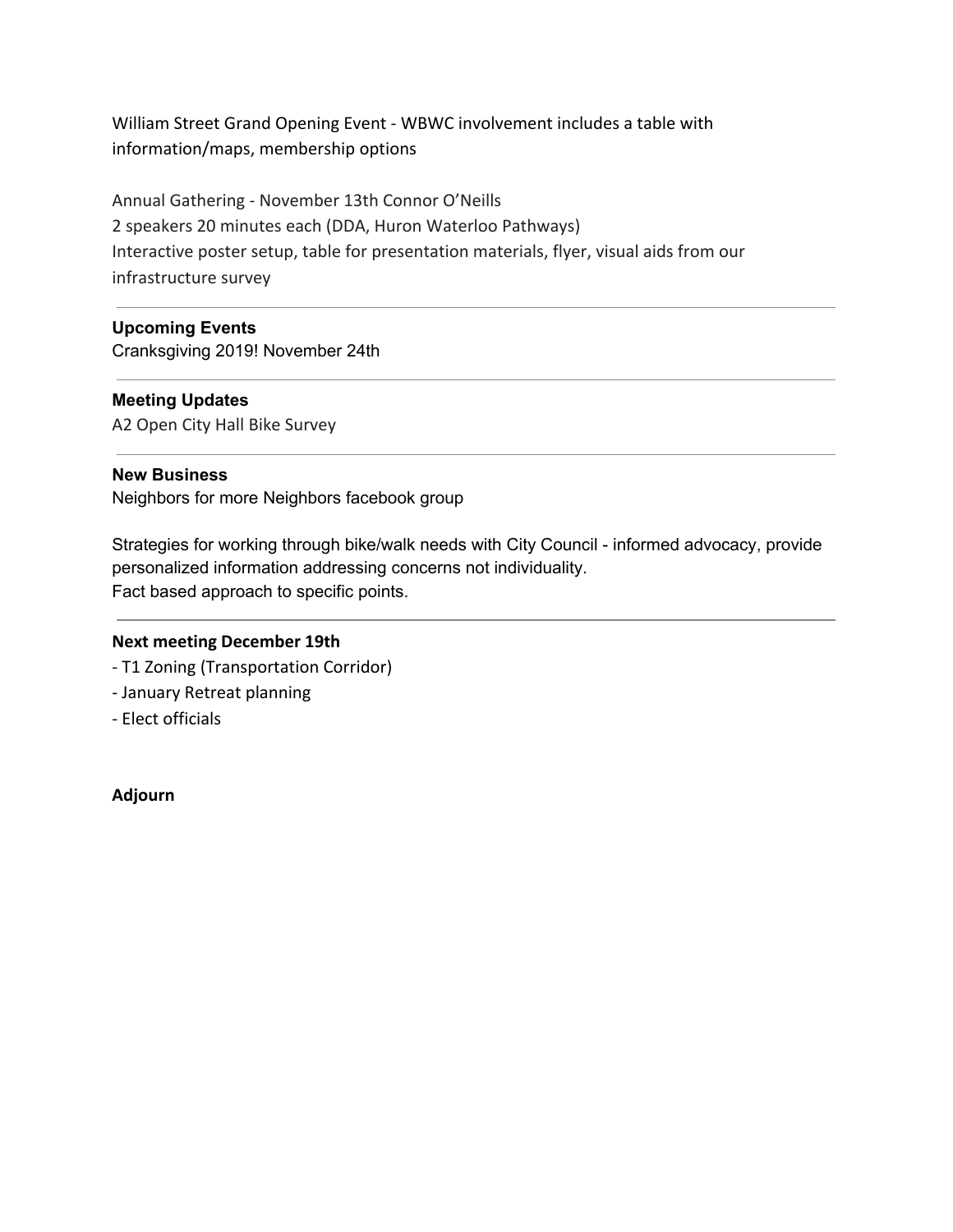William Street Grand Opening Event - WBWC involvement includes a table with information/maps, membership options

Annual Gathering - November 13th Connor O'Neills
2 speakers 20 minutes each (DDA, Huron Waterloo Pathways)
Interactive poster setup, table for presentation materials, flyer, visual aids from our infrastructure survey

---

**Upcoming Events**
Cranksgiving 2019! November 24th

---

**Meeting Updates**
A2 Open City Hall Bike Survey

---

**New Business**
Neighbors for more Neighbors facebook group

Strategies for working through bike/walk needs with City Council - informed advocacy, provide personalized information addressing concerns not individuality.
Fact based approach to specific points.

---

**Next meeting December 19th**
- T1 Zoning (Transportation Corridor)
- January Retreat planning
- Elect officials

**Adjourn**